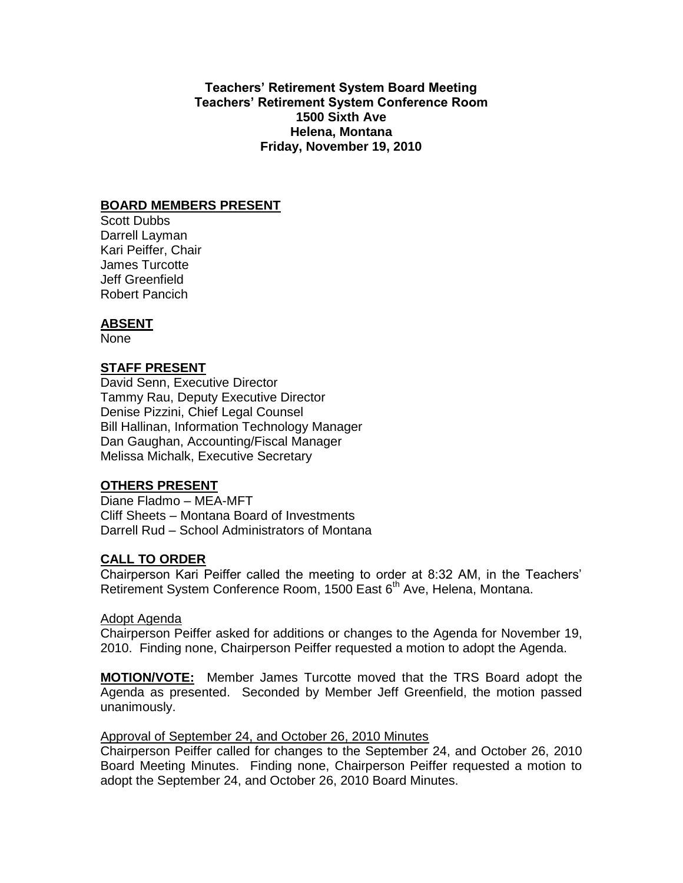**Teachers' Retirement System Board Meeting**
**Teachers' Retirement System Conference Room**
**1500 Sixth Ave**
**Helena, Montana**
**Friday, November 19, 2010**

**BOARD MEMBERS PRESENT**

Scott Dubbs
Darrell Layman
Kari Peiffer, Chair
James Turcotte
Jeff Greenfield
Robert Pancich

**ABSENT**

None

**STAFF PRESENT**

David Senn, Executive Director
Tammy Rau, Deputy Executive Director
Denise Pizzini, Chief Legal Counsel
Bill Hallinan, Information Technology Manager
Dan Gaughan, Accounting/Fiscal Manager
Melissa Michalk, Executive Secretary

**OTHERS PRESENT**

Diane Fladmo – MEA-MFT
Cliff Sheets – Montana Board of Investments
Darrell Rud – School Administrators of Montana

**CALL TO ORDER**

Chairperson Kari Peiffer called the meeting to order at 8:32 AM, in the Teachers' Retirement System Conference Room, 1500 East 6th Ave, Helena, Montana.

Adopt Agenda

Chairperson Peiffer asked for additions or changes to the Agenda for November 19, 2010. Finding none, Chairperson Peiffer requested a motion to adopt the Agenda.

**MOTION/VOTE:** Member James Turcotte moved that the TRS Board adopt the Agenda as presented. Seconded by Member Jeff Greenfield, the motion passed unanimously.

Approval of September 24, and October 26, 2010 Minutes

Chairperson Peiffer called for changes to the September 24, and October 26, 2010 Board Meeting Minutes. Finding none, Chairperson Peiffer requested a motion to adopt the September 24, and October 26, 2010 Board Minutes.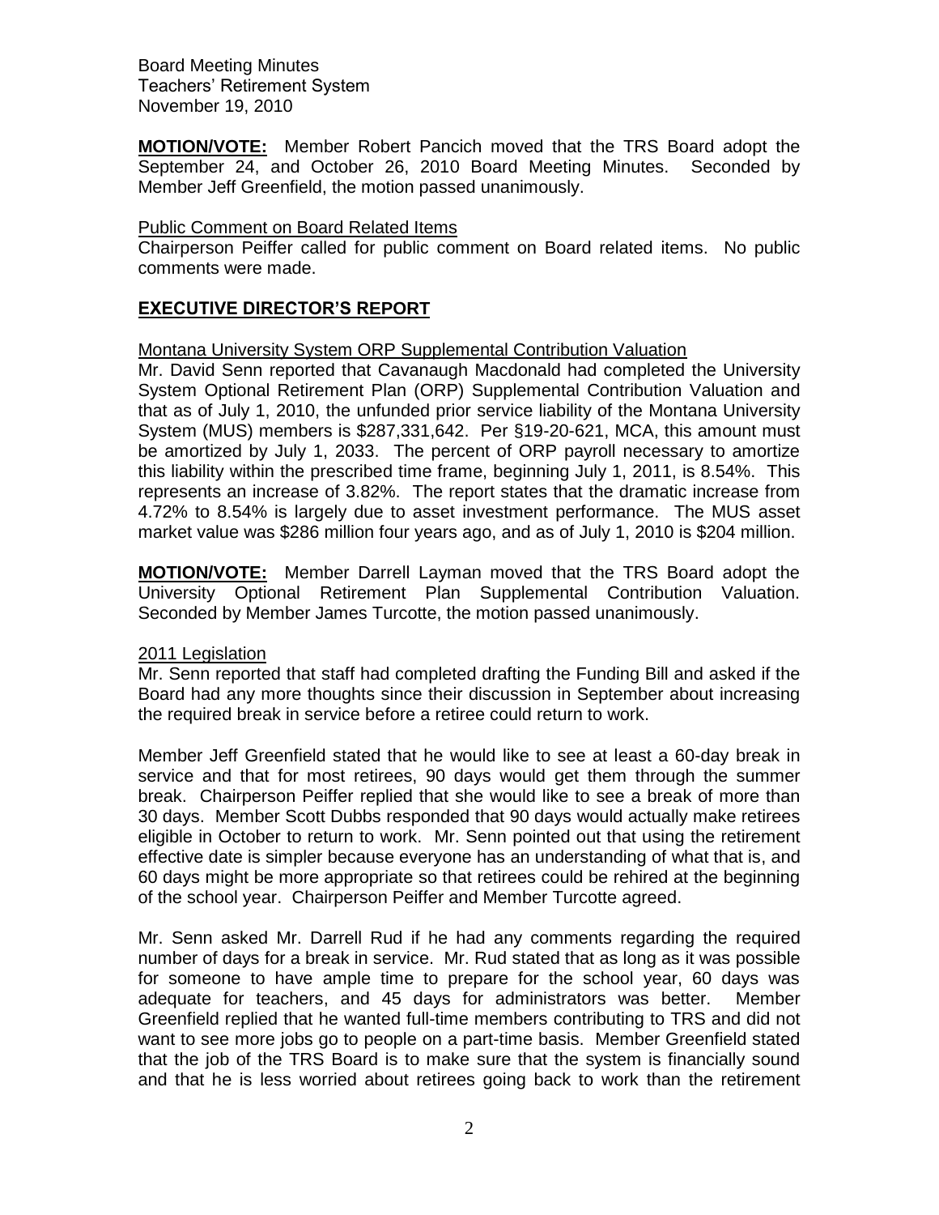**MOTION/VOTE:** Member Robert Pancich moved that the TRS Board adopt the September 24, and October 26, 2010 Board Meeting Minutes. Seconded by Member Jeff Greenfield, the motion passed unanimously.

Public Comment on Board Related Items

Chairperson Peiffer called for public comment on Board related items. No public comments were made.

## EXECUTIVE DIRECTOR'S REPORT

Montana University System ORP Supplemental Contribution Valuation

Mr. David Senn reported that Cavanaugh Macdonald had completed the University System Optional Retirement Plan (ORP) Supplemental Contribution Valuation and that as of July 1, 2010, the unfunded prior service liability of the Montana University System (MUS) members is $287,331,642. Per §19-20-621, MCA, this amount must be amortized by July 1, 2033. The percent of ORP payroll necessary to amortize this liability within the prescribed time frame, beginning July 1, 2011, is 8.54%. This represents an increase of 3.82%. The report states that the dramatic increase from 4.72% to 8.54% is largely due to asset investment performance. The MUS asset market value was $286 million four years ago, and as of July 1, 2010 is $204 million.

**MOTION/VOTE:** Member Darrell Layman moved that the TRS Board adopt the University Optional Retirement Plan Supplemental Contribution Valuation. Seconded by Member James Turcotte, the motion passed unanimously.

2011 Legislation

Mr. Senn reported that staff had completed drafting the Funding Bill and asked if the Board had any more thoughts since their discussion in September about increasing the required break in service before a retiree could return to work.

Member Jeff Greenfield stated that he would like to see at least a 60-day break in service and that for most retirees, 90 days would get them through the summer break. Chairperson Peiffer replied that she would like to see a break of more than 30 days. Member Scott Dubbs responded that 90 days would actually make retirees eligible in October to return to work. Mr. Senn pointed out that using the retirement effective date is simpler because everyone has an understanding of what that is, and 60 days might be more appropriate so that retirees could be rehired at the beginning of the school year. Chairperson Peiffer and Member Turcotte agreed.

Mr. Senn asked Mr. Darrell Rud if he had any comments regarding the required number of days for a break in service. Mr. Rud stated that as long as it was possible for someone to have ample time to prepare for the school year, 60 days was adequate for teachers, and 45 days for administrators was better. Member Greenfield replied that he wanted full-time members contributing to TRS and did not want to see more jobs go to people on a part-time basis. Member Greenfield stated that the job of the TRS Board is to make sure that the system is financially sound and that he is less worried about retirees going back to work than the retirement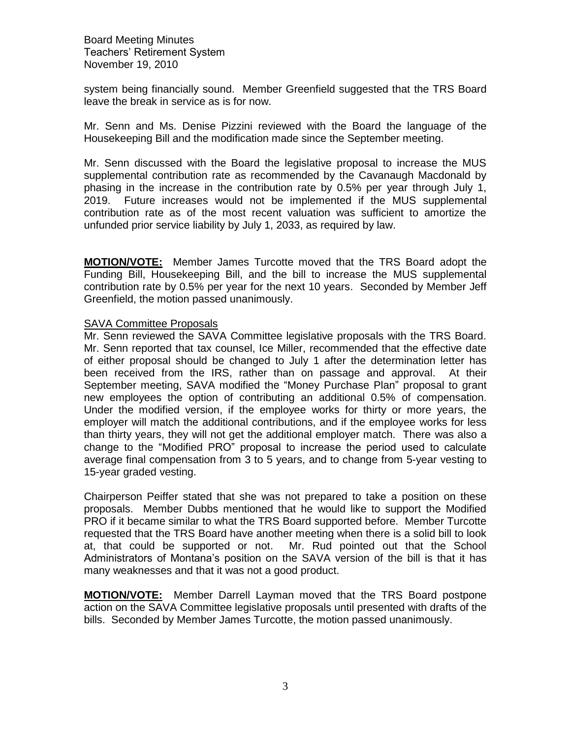system being financially sound. Member Greenfield suggested that the TRS Board leave the break in service as is for now.

Mr. Senn and Ms. Denise Pizzini reviewed with the Board the language of the Housekeeping Bill and the modification made since the September meeting.

Mr. Senn discussed with the Board the legislative proposal to increase the MUS supplemental contribution rate as recommended by the Cavanaugh Macdonald by phasing in the increase in the contribution rate by 0.5% per year through July 1, 2019. Future increases would not be implemented if the MUS supplemental contribution rate as of the most recent valuation was sufficient to amortize the unfunded prior service liability by July 1, 2033, as required by law.

**MOTION/VOTE:** Member James Turcotte moved that the TRS Board adopt the Funding Bill, Housekeeping Bill, and the bill to increase the MUS supplemental contribution rate by 0.5% per year for the next 10 years. Seconded by Member Jeff Greenfield, the motion passed unanimously.

SAVA Committee Proposals

Mr. Senn reviewed the SAVA Committee legislative proposals with the TRS Board. Mr. Senn reported that tax counsel, Ice Miller, recommended that the effective date of either proposal should be changed to July 1 after the determination letter has been received from the IRS, rather than on passage and approval. At their September meeting, SAVA modified the "Money Purchase Plan" proposal to grant new employees the option of contributing an additional 0.5% of compensation. Under the modified version, if the employee works for thirty or more years, the employer will match the additional contributions, and if the employee works for less than thirty years, they will not get the additional employer match. There was also a change to the "Modified PRO" proposal to increase the period used to calculate average final compensation from 3 to 5 years, and to change from 5-year vesting to 15-year graded vesting.

Chairperson Peiffer stated that she was not prepared to take a position on these proposals. Member Dubbs mentioned that he would like to support the Modified PRO if it became similar to what the TRS Board supported before. Member Turcotte requested that the TRS Board have another meeting when there is a solid bill to look at, that could be supported or not. Mr. Rud pointed out that the School Administrators of Montana's position on the SAVA version of the bill is that it has many weaknesses and that it was not a good product.

**MOTION/VOTE:** Member Darrell Layman moved that the TRS Board postpone action on the SAVA Committee legislative proposals until presented with drafts of the bills. Seconded by Member James Turcotte, the motion passed unanimously.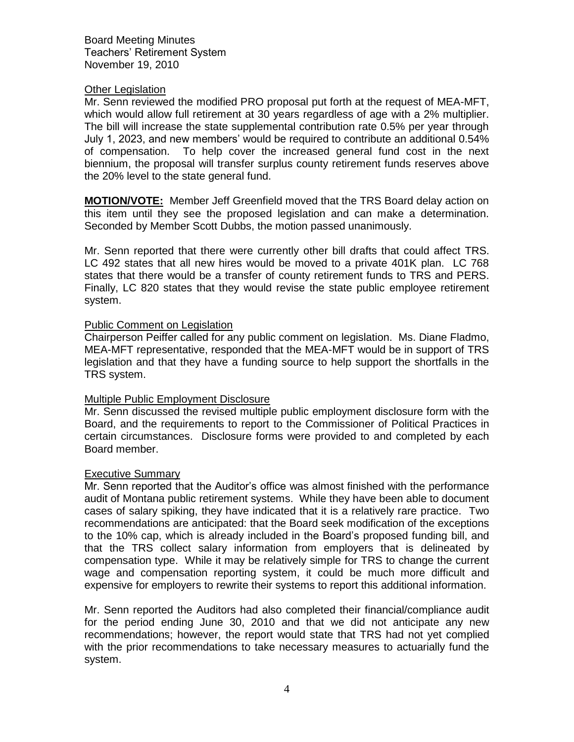#### Other Legislation

Mr. Senn reviewed the modified PRO proposal put forth at the request of MEA-MFT, which would allow full retirement at 30 years regardless of age with a 2% multiplier. The bill will increase the state supplemental contribution rate 0.5% per year through July 1, 2023, and new members' would be required to contribute an additional 0.54% of compensation. To help cover the increased general fund cost in the next biennium, the proposal will transfer surplus county retirement funds reserves above the 20% level to the state general fund.

**MOTION/VOTE:** Member Jeff Greenfield moved that the TRS Board delay action on this item until they see the proposed legislation and can make a determination. Seconded by Member Scott Dubbs, the motion passed unanimously.

Mr. Senn reported that there were currently other bill drafts that could affect TRS. LC 492 states that all new hires would be moved to a private 401K plan. LC 768 states that there would be a transfer of county retirement funds to TRS and PERS. Finally, LC 820 states that they would revise the state public employee retirement system.

#### Public Comment on Legislation

Chairperson Peiffer called for any public comment on legislation. Ms. Diane Fladmo, MEA-MFT representative, responded that the MEA-MFT would be in support of TRS legislation and that they have a funding source to help support the shortfalls in the TRS system.

#### Multiple Public Employment Disclosure

Mr. Senn discussed the revised multiple public employment disclosure form with the Board, and the requirements to report to the Commissioner of Political Practices in certain circumstances. Disclosure forms were provided to and completed by each Board member.

#### Executive Summary

Mr. Senn reported that the Auditor's office was almost finished with the performance audit of Montana public retirement systems. While they have been able to document cases of salary spiking, they have indicated that it is a relatively rare practice. Two recommendations are anticipated: that the Board seek modification of the exceptions to the 10% cap, which is already included in the Board's proposed funding bill, and that the TRS collect salary information from employers that is delineated by compensation type. While it may be relatively simple for TRS to change the current wage and compensation reporting system, it could be much more difficult and expensive for employers to rewrite their systems to report this additional information.

Mr. Senn reported the Auditors had also completed their financial/compliance audit for the period ending June 30, 2010 and that we did not anticipate any new recommendations; however, the report would state that TRS had not yet complied with the prior recommendations to take necessary measures to actuarially fund the system.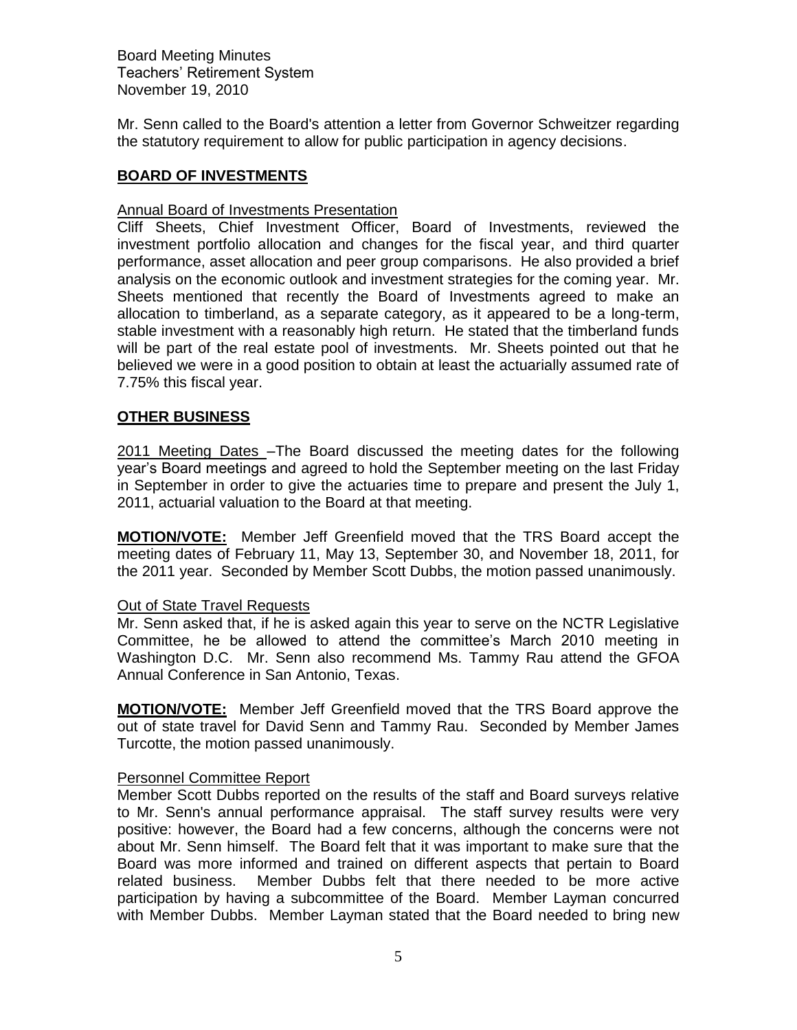Mr. Senn called to the Board's attention a letter from Governor Schweitzer regarding the statutory requirement to allow for public participation in agency decisions.

## BOARD OF INVESTMENTS

Annual Board of Investments Presentation

Cliff Sheets, Chief Investment Officer, Board of Investments, reviewed the investment portfolio allocation and changes for the fiscal year, and third quarter performance, asset allocation and peer group comparisons. He also provided a brief analysis on the economic outlook and investment strategies for the coming year. Mr. Sheets mentioned that recently the Board of Investments agreed to make an allocation to timberland, as a separate category, as it appeared to be a long-term, stable investment with a reasonably high return. He stated that the timberland funds will be part of the real estate pool of investments. Mr. Sheets pointed out that he believed we were in a good position to obtain at least the actuarially assumed rate of 7.75% this fiscal year.

## OTHER BUSINESS

2011 Meeting Dates –The Board discussed the meeting dates for the following year's Board meetings and agreed to hold the September meeting on the last Friday in September in order to give the actuaries time to prepare and present the July 1, 2011, actuarial valuation to the Board at that meeting.

**MOTION/VOTE:** Member Jeff Greenfield moved that the TRS Board accept the meeting dates of February 11, May 13, September 30, and November 18, 2011, for the 2011 year. Seconded by Member Scott Dubbs, the motion passed unanimously.

Out of State Travel Requests

Mr. Senn asked that, if he is asked again this year to serve on the NCTR Legislative Committee, he be allowed to attend the committee's March 2010 meeting in Washington D.C. Mr. Senn also recommend Ms. Tammy Rau attend the GFOA Annual Conference in San Antonio, Texas.

**MOTION/VOTE:** Member Jeff Greenfield moved that the TRS Board approve the out of state travel for David Senn and Tammy Rau. Seconded by Member James Turcotte, the motion passed unanimously.

Personnel Committee Report

Member Scott Dubbs reported on the results of the staff and Board surveys relative to Mr. Senn's annual performance appraisal. The staff survey results were very positive: however, the Board had a few concerns, although the concerns were not about Mr. Senn himself. The Board felt that it was important to make sure that the Board was more informed and trained on different aspects that pertain to Board related business. Member Dubbs felt that there needed to be more active participation by having a subcommittee of the Board. Member Layman concurred with Member Dubbs. Member Layman stated that the Board needed to bring new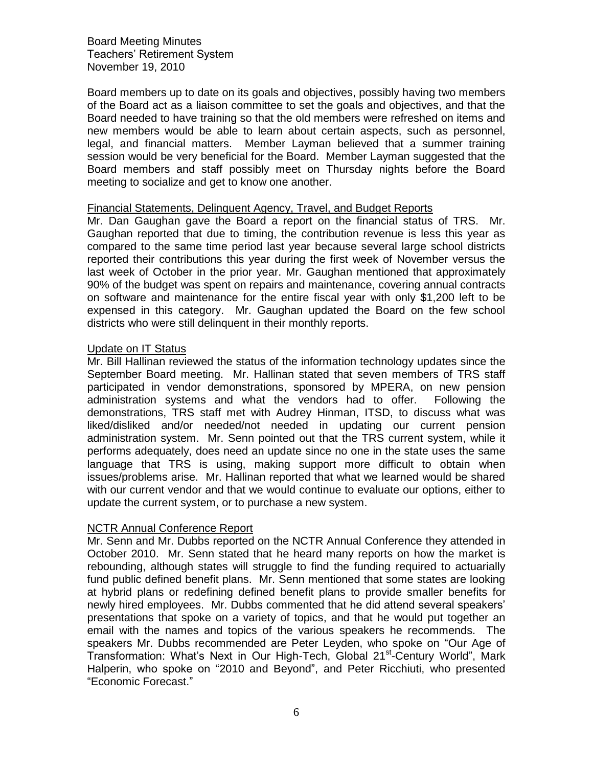Board members up to date on its goals and objectives, possibly having two members of the Board act as a liaison committee to set the goals and objectives, and that the Board needed to have training so that the old members were refreshed on items and new members would be able to learn about certain aspects, such as personnel, legal, and financial matters. Member Layman believed that a summer training session would be very beneficial for the Board. Member Layman suggested that the Board members and staff possibly meet on Thursday nights before the Board meeting to socialize and get to know one another.

Financial Statements, Delinquent Agency, Travel, and Budget Reports

Mr. Dan Gaughan gave the Board a report on the financial status of TRS. Mr. Gaughan reported that due to timing, the contribution revenue is less this year as compared to the same time period last year because several large school districts reported their contributions this year during the first week of November versus the last week of October in the prior year. Mr. Gaughan mentioned that approximately 90% of the budget was spent on repairs and maintenance, covering annual contracts on software and maintenance for the entire fiscal year with only $1,200 left to be expensed in this category. Mr. Gaughan updated the Board on the few school districts who were still delinquent in their monthly reports.

Update on IT Status

Mr. Bill Hallinan reviewed the status of the information technology updates since the September Board meeting. Mr. Hallinan stated that seven members of TRS staff participated in vendor demonstrations, sponsored by MPERA, on new pension administration systems and what the vendors had to offer. Following the demonstrations, TRS staff met with Audrey Hinman, ITSD, to discuss what was liked/disliked and/or needed/not needed in updating our current pension administration system. Mr. Senn pointed out that the TRS current system, while it performs adequately, does need an update since no one in the state uses the same language that TRS is using, making support more difficult to obtain when issues/problems arise. Mr. Hallinan reported that what we learned would be shared with our current vendor and that we would continue to evaluate our options, either to update the current system, or to purchase a new system.

NCTR Annual Conference Report

Mr. Senn and Mr. Dubbs reported on the NCTR Annual Conference they attended in October 2010. Mr. Senn stated that he heard many reports on how the market is rebounding, although states will struggle to find the funding required to actuarially fund public defined benefit plans. Mr. Senn mentioned that some states are looking at hybrid plans or redefining defined benefit plans to provide smaller benefits for newly hired employees. Mr. Dubbs commented that he did attend several speakers' presentations that spoke on a variety of topics, and that he would put together an email with the names and topics of the various speakers he recommends. The speakers Mr. Dubbs recommended are Peter Leyden, who spoke on "Our Age of Transformation: What's Next in Our High-Tech, Global 21st-Century World", Mark Halperin, who spoke on "2010 and Beyond", and Peter Ricchiuti, who presented "Economic Forecast."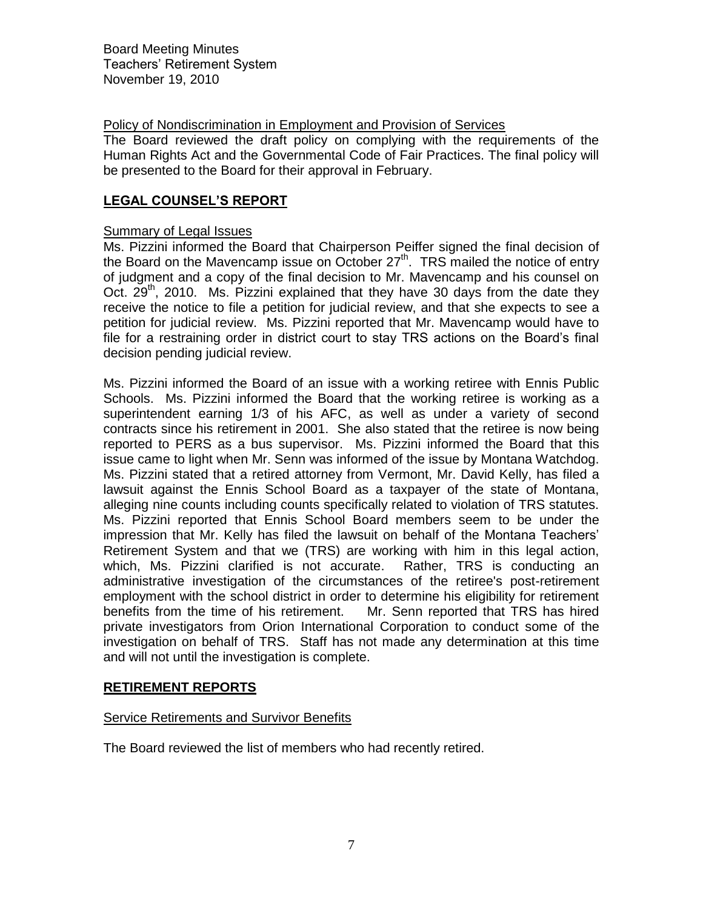Policy of Nondiscrimination in Employment and Provision of Services

The Board reviewed the draft policy on complying with the requirements of the Human Rights Act and the Governmental Code of Fair Practices. The final policy will be presented to the Board for their approval in February.

## LEGAL COUNSEL'S REPORT

Summary of Legal Issues

Ms. Pizzini informed the Board that Chairperson Peiffer signed the final decision of the Board on the Mavencamp issue on October 27th. TRS mailed the notice of entry of judgment and a copy of the final decision to Mr. Mavencamp and his counsel on Oct. 29th, 2010. Ms. Pizzini explained that they have 30 days from the date they receive the notice to file a petition for judicial review, and that she expects to see a petition for judicial review. Ms. Pizzini reported that Mr. Mavencamp would have to file for a restraining order in district court to stay TRS actions on the Board's final decision pending judicial review.

Ms. Pizzini informed the Board of an issue with a working retiree with Ennis Public Schools. Ms. Pizzini informed the Board that the working retiree is working as a superintendent earning 1/3 of his AFC, as well as under a variety of second contracts since his retirement in 2001. She also stated that the retiree is now being reported to PERS as a bus supervisor. Ms. Pizzini informed the Board that this issue came to light when Mr. Senn was informed of the issue by Montana Watchdog. Ms. Pizzini stated that a retired attorney from Vermont, Mr. David Kelly, has filed a lawsuit against the Ennis School Board as a taxpayer of the state of Montana, alleging nine counts including counts specifically related to violation of TRS statutes. Ms. Pizzini reported that Ennis School Board members seem to be under the impression that Mr. Kelly has filed the lawsuit on behalf of the Montana Teachers' Retirement System and that we (TRS) are working with him in this legal action, which, Ms. Pizzini clarified is not accurate. Rather, TRS is conducting an administrative investigation of the circumstances of the retiree's post-retirement employment with the school district in order to determine his eligibility for retirement benefits from the time of his retirement. Mr. Senn reported that TRS has hired private investigators from Orion International Corporation to conduct some of the investigation on behalf of TRS. Staff has not made any determination at this time and will not until the investigation is complete.

## RETIREMENT REPORTS

Service Retirements and Survivor Benefits

The Board reviewed the list of members who had recently retired.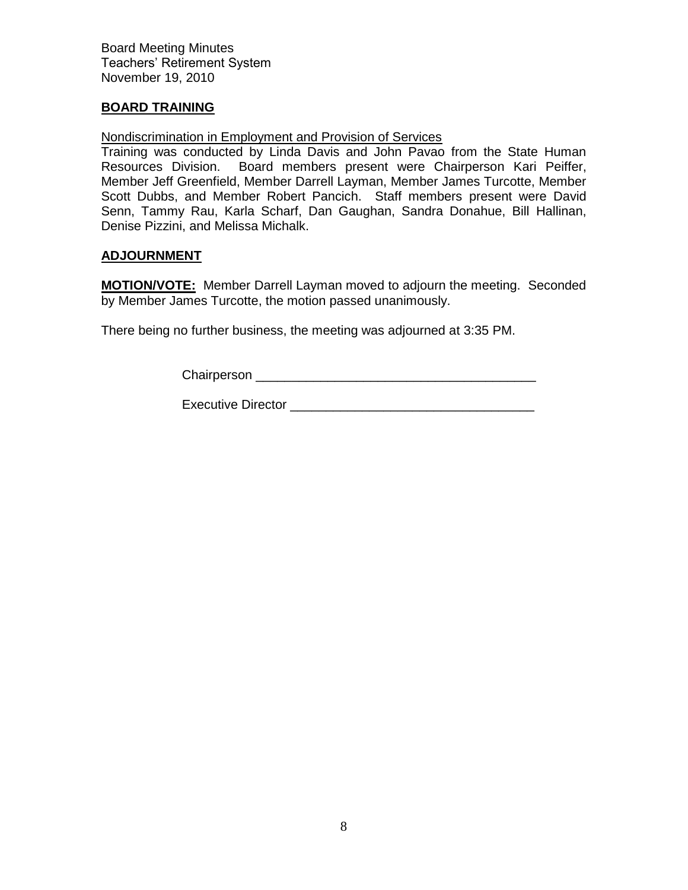## BOARD TRAINING

Nondiscrimination in Employment and Provision of Services

Training was conducted by Linda Davis and John Pavao from the State Human Resources Division. Board members present were Chairperson Kari Peiffer, Member Jeff Greenfield, Member Darrell Layman, Member James Turcotte, Member Scott Dubbs, and Member Robert Pancich. Staff members present were David Senn, Tammy Rau, Karla Scharf, Dan Gaughan, Sandra Donahue, Bill Hallinan, Denise Pizzini, and Melissa Michalk.

## ADJOURNMENT

**MOTION/VOTE:** Member Darrell Layman moved to adjourn the meeting. Seconded by Member James Turcotte, the motion passed unanimously.

There being no further business, the meeting was adjourned at 3:35 PM.

Chairperson ________________________________________

Executive Director __________________________________